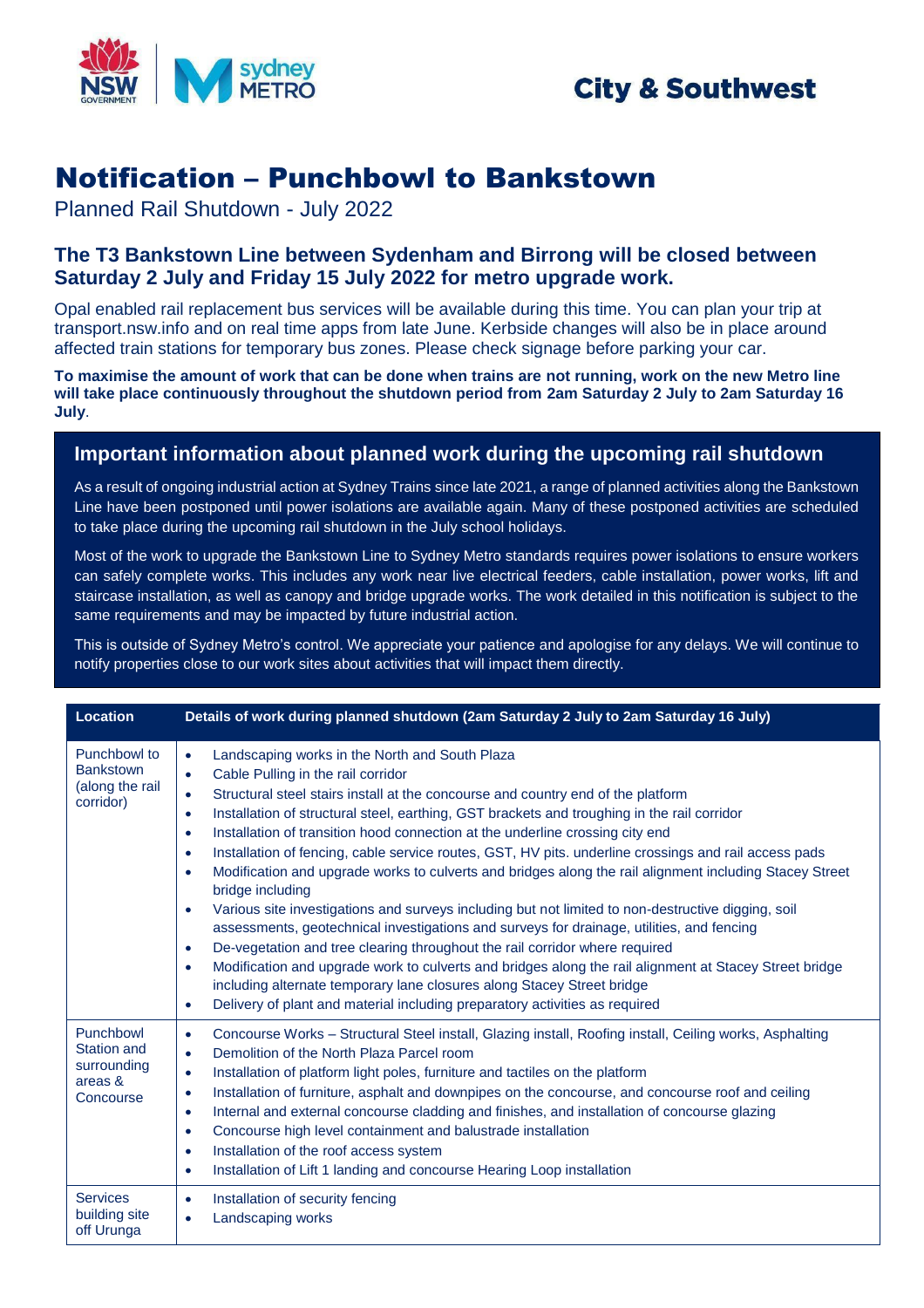City & Southwest

# Notification – Punchbowl to Bankstown

Planned Rail Shutdown - July 2022

## The T3 Bankstown Line between Sydenham and Birrong will be closed between Saturday 2 July and Friday 15 July 2022 for metro upgrade work.

Opal enabled rail replacement bus services will be available during this time. You can plan your trip at transport.nsw.info and on real time apps from late June. Kerbside changes will also be in place around affected train stations for temporary bus zones. Please check signage before parking your car.

**To maximise the amount of work that can be done when trains are not running, work on the new Metro line will take place continuously throughout the shutdown period from 2am Saturday 2 July to 2am Saturday 16 July**.

### Important information about planned work during the upcoming rail shutdown

As a result of ongoing industrial action at Sydney Trains since late 2021, a range of planned activities along the Bankstown Line have been postponed until power isolations are available again. Many of these postponed activities are scheduled to take place during the upcoming rail shutdown in the July school holidays.

Most of the work to upgrade the Bankstown Line to Sydney Metro standards requires power isolations to ensure workers can safely complete works. This includes any work near live electrical feeders, cable installation, power works, lift and staircase installation, as well as canopy and bridge upgrade works. The work detailed in this notification is subject to the same requirements and may be impacted by future industrial action.

This is outside of Sydney Metro's control. We appreciate your patience and apologise for any delays. We will continue to notify properties close to our work sites about activities that will impact them directly.

| Location | Details of work during planned shutdown (2am Saturday 2 July to 2am Saturday 16 July) |
|---|---|
| Punchbowl to Bankstown (along the rail corridor) | • Landscaping works in the North and South Plaza<br>• Cable Pulling in the rail corridor<br>• Structural steel stairs install at the concourse and country end of the platform<br>• Installation of structural steel, earthing, GST brackets and troughing in the rail corridor<br>• Installation of transition hood connection at the underline crossing city end<br>• Installation of fencing, cable service routes, GST, HV pits. underline crossings and rail access pads<br>• Modification and upgrade works to culverts and bridges along the rail alignment including Stacey Street bridge including<br>• Various site investigations and surveys including but not limited to non-destructive digging, soil assessments, geotechnical investigations and surveys for drainage, utilities, and fencing<br>• De-vegetation and tree clearing throughout the rail corridor where required<br>• Modification and upgrade work to culverts and bridges along the rail alignment at Stacey Street bridge including alternate temporary lane closures along Stacey Street bridge<br>• Delivery of plant and material including preparatory activities as required |
| Punchbowl Station and surrounding areas & Concourse | • Concourse Works – Structural Steel install, Glazing install, Roofing install, Ceiling works, Asphalting<br>• Demolition of the North Plaza Parcel room<br>• Installation of platform light poles, furniture and tactiles on the platform<br>• Installation of furniture, asphalt and downpipes on the concourse, and concourse roof and ceiling<br>• Internal and external concourse cladding and finishes, and installation of concourse glazing<br>• Concourse high level containment and balustrade installation<br>• Installation of the roof access system<br>• Installation of Lift 1 landing and concourse Hearing Loop installation |
| Services building site off Urunga | • Installation of security fencing<br>• Landscaping works |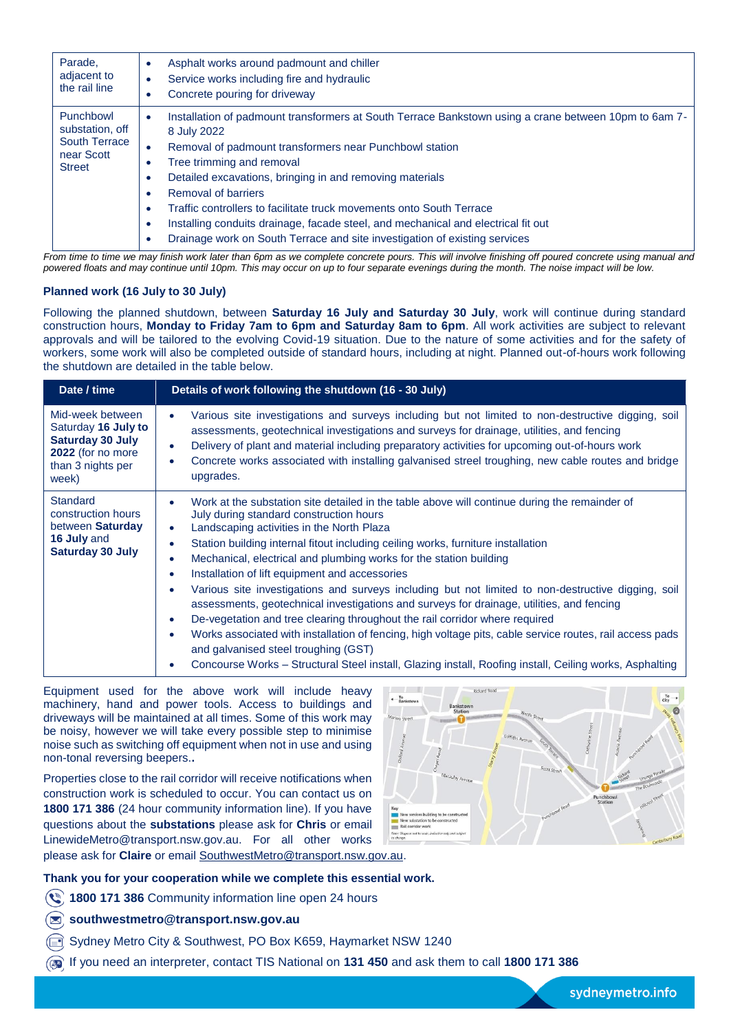| | |
|---|---|
| Parade, adjacent to the rail line | • Asphalt works around padmount and chiller<br>• Service works including fire and hydraulic<br>• Concrete pouring for driveway |
| Punchbowl substation, off South Terrace near Scott Street | • Installation of padmount transformers at South Terrace Bankstown using a crane between 10pm to 6am 7-8 July 2022<br>• Removal of padmount transformers near Punchbowl station<br>• Tree trimming and removal<br>• Detailed excavations, bringing in and removing materials<br>• Removal of barriers<br>• Traffic controllers to facilitate truck movements onto South Terrace<br>• Installing conduits drainage, facade steel, and mechanical and electrical fit out<br>• Drainage work on South Terrace and site investigation of existing services |

*From time to time we may finish work later than 6pm as we complete concrete pours. This will involve finishing off poured concrete using manual and powered floats and may continue until 10pm. This may occur on up to four separate evenings during the month. The noise impact will be low.*

**Planned work (16 July to 30 July)**

Following the planned shutdown, between **Saturday 16 July and Saturday 30 July**, work will continue during standard construction hours, **Monday to Friday 7am to 6pm and Saturday 8am to 6pm**. All work activities are subject to relevant approvals and will be tailored to the evolving Covid-19 situation. Due to the nature of some activities and for the safety of workers, some work will also be completed outside of standard hours, including at night. Planned out-of-hours work following the shutdown are detailed in the table below.

| Date / time | Details of work following the shutdown (16 - 30 July) |
|---|---|
| Mid-week between Saturday **16 July to Saturday 30 July 2022** (for no more than 3 nights per week) | • Various site investigations and surveys including but not limited to non-destructive digging, soil assessments, geotechnical investigations and surveys for drainage, utilities, and fencing<br>• Delivery of plant and material including preparatory activities for upcoming out-of-hours work<br>• Concrete works associated with installing galvanised street troughing, new cable routes and bridge upgrades. |
| Standard construction hours between **Saturday 16 July** and **Saturday 30 July** | • Work at the substation site detailed in the table above will continue during the remainder of July during standard construction hours<br>• Landscaping activities in the North Plaza<br>• Station building internal fitout including ceiling works, furniture installation<br>• Mechanical, electrical and plumbing works for the station building<br>• Installation of lift equipment and accessories<br>• Various site investigations and surveys including but not limited to non-destructive digging, soil assessments, geotechnical investigations and surveys for drainage, utilities, and fencing<br>• De-vegetation and tree clearing throughout the rail corridor where required<br>• Works associated with installation of fencing, high voltage pits, cable service routes, rail access pads and galvanised steel troughing (GST)<br>• Concourse Works – Structural Steel install, Glazing install, Roofing install, Ceiling works, Asphalting |

Equipment used for the above work will include heavy machinery, hand and power tools. Access to buildings and driveways will be maintained at all times. Some of this work may be noisy, however we will take every possible step to minimise noise such as switching off equipment when not in use and using non-tonal reversing beepers..

Properties close to the rail corridor will receive notifications when construction work is scheduled to occur. You can contact us on **1800 171 386** (24 hour community information line). If you have questions about the **substations** please ask for **Chris** or email LinewideMetro@transport.nsw.gov.au. For all other works please ask for **Claire** or email SouthwestMetro@transport.nsw.gov.au.

**Thank you for your cooperation while we complete this essential work.**

**1800 171 386** Community information line open 24 hours

**southwestmetro@transport.nsw.gov.au**

Sydney Metro City & Southwest, PO Box K659, Haymarket NSW 1240

If you need an interpreter, contact TIS National on **131 450** and ask them to call **1800 171 386**

sydneymetro.info